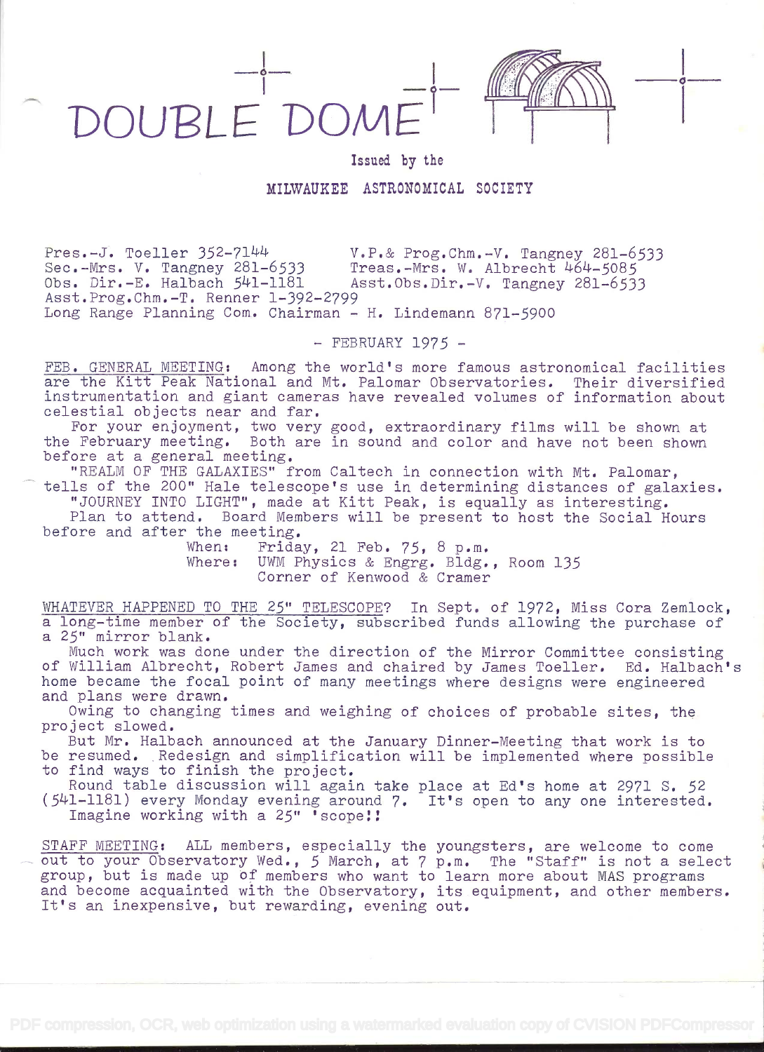# DOUBLE DOME

Issued by the

MILWAUKEE ASTRONOMICAL SOCIETY

Pres.-J. Toeller 352-7144　　V.P.& Prog.Chm.-V. Tangney 281-6533
Sec.-Mrs. V. Tangney 281-6533　　Treas.-Mrs. W. Albrecht 464-5085
Obs. Dir.-E. Halbach 541-1181　　Asst.Obs.Dir.-V. Tangney 281-6533
Asst.Prog.Chm.-T. Renner 1-392-2799
Long Range Planning Com. Chairman - H. Lindemann 871-5900

- FEBRUARY 1975 -

FEB. GENERAL MEETING: Among the world's more famous astronomical facilities are the Kitt Peak National and Mt. Palomar Observatories. Their diversified instrumentation and giant cameras have revealed volumes of information about celestial objects near and far.

For your enjoyment, two very good, extraordinary films will be shown at the February meeting. Both are in sound and color and have not been shown before at a general meeting.

"REALM OF THE GALAXIES" from Caltech in connection with Mt. Palomar, tells of the 200" Hale telescope's use in determining distances of galaxies.

"JOURNEY INTO LIGHT", made at Kitt Peak, is equally as interesting.

Plan to attend. Board Members will be present to host the Social Hours before and after the meeting.

When: Friday, 21 Feb. 75, 8 p.m.
Where: UWM Physics & Engrg. Bldg., Room 135
Corner of Kenwood & Cramer

WHATEVER HAPPENED TO THE 25" TELESCOPE? In Sept. of 1972, Miss Cora Zemlock, a long-time member of the Society, subscribed funds allowing the purchase of a 25" mirror blank.

Much work was done under the direction of the Mirror Committee consisting of William Albrecht, Robert James and chaired by James Toeller. Ed. Halbach's home became the focal point of many meetings where designs were engineered and plans were drawn.

Owing to changing times and weighing of choices of probable sites, the project slowed.

But Mr. Halbach announced at the January Dinner-Meeting that work is to be resumed. Redesign and simplification will be implemented where possible to find ways to finish the project.

Round table discussion will again take place at Ed's home at 2971 S. 52 (541-1181) every Monday evening around 7. It's open to any one interested.

Imagine working with a 25" 'scope!!

STAFF MEETING: ALL members, especially the youngsters, are welcome to come out to your Observatory Wed., 5 March, at 7 p.m. The "Staff" is not a select group, but is made up of members who want to learn more about MAS programs and become acquainted with the Observatory, its equipment, and other members. It's an inexpensive, but rewarding, evening out.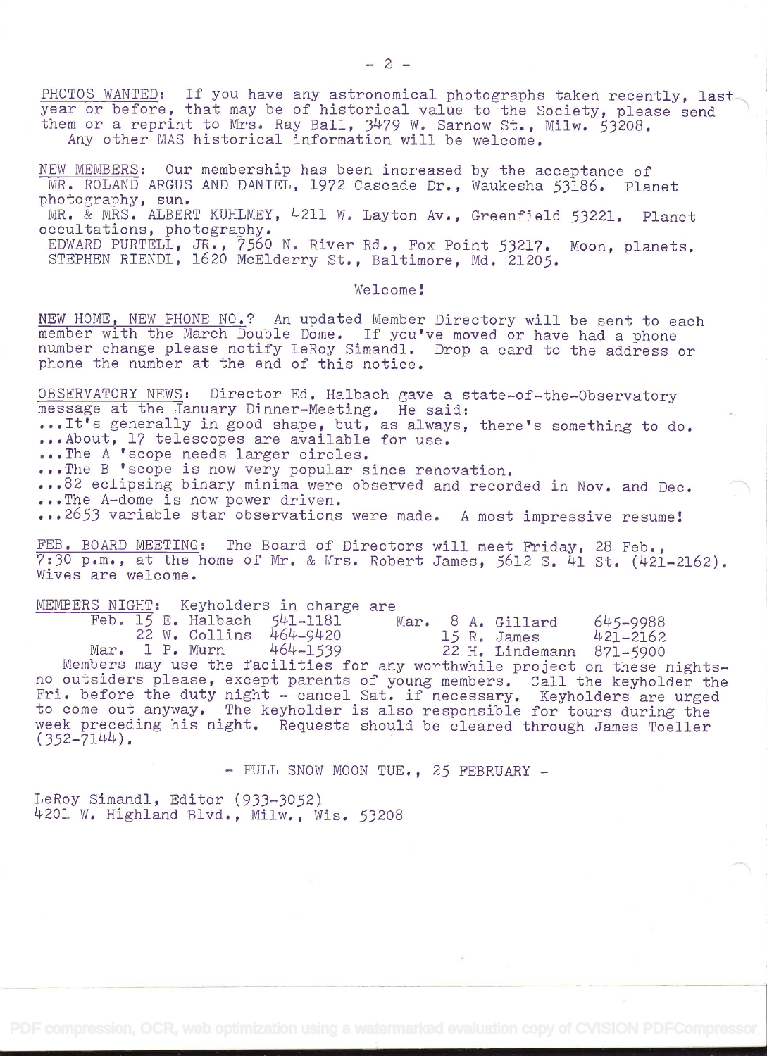PHOTOS WANTED: If you have any astronomical photographs taken recently, last year or before, that may be of historical value to the Society, please send them or a reprint to Mrs. Ray Ball, 3479 W. Sarnow St., Milw. 53208.
Any other MAS historical information will be welcome.

NEW MEMBERS: Our membership has been increased by the acceptance of
MR. ROLAND ARGUS AND DANIEL, 1972 Cascade Dr., Waukesha 53186. Planet photography, sun.
MR. & MRS. ALBERT KUHLMEY, 4211 W. Layton Av., Greenfield 53221. Planet occultations, photography.
EDWARD PURTELL, JR., 7560 N. River Rd., Fox Point 53217. Moon, planets.
STEPHEN RIENDL, 1620 McElderry St., Baltimore, Md. 21205.

Welcome!

NEW HOME, NEW PHONE NO.? An updated Member Directory will be sent to each member with the March Double Dome. If you've moved or have had a phone number change please notify LeRoy Simandl. Drop a card to the address or phone the number at the end of this notice.

OBSERVATORY NEWS: Director Ed. Halbach gave a state-of-the-Observatory message at the January Dinner-Meeting. He said:
...It's generally in good shape, but, as always, there's something to do.
...About, 17 telescopes are available for use.
...The A 'scope needs larger circles.
...The B 'scope is now very popular since renovation.
...82 eclipsing binary minima were observed and recorded in Nov. and Dec.
...The A-dome is now power driven.
...2653 variable star observations were made. A most impressive resume!

FEB. BOARD MEETING: The Board of Directors will meet Friday, 28 Feb., 7:30 p.m., at the home of Mr. & Mrs. Robert James, 5612 S. 41 St. (421-2162). Wives are welcome.

MEMBERS NIGHT: Keyholders in charge are

| | | | | | |
|---|---|---|---|---|---|
| Feb. 15 | E. Halbach | 541-1181 | Mar. 8 | A. Gillard | 645-9988 |
| 22 | W. Collins | 464-9420 | 15 | R. James | 421-2162 |
| Mar. 1 | P. Murn | 464-1539 | 22 | H. Lindemann | 871-5900 |

Members may use the facilities for any worthwhile project on these nights-no outsiders please, except parents of young members. Call the keyholder the Fri. before the duty night - cancel Sat. if necessary. Keyholders are urged to come out anyway. The keyholder is also responsible for tours during the week preceding his night. Requests should be cleared through James Toeller (352-7144).

- FULL SNOW MOON TUE., 25 FEBRUARY -

LeRoy Simandl, Editor (933-3052)
4201 W. Highland Blvd., Milw., Wis. 53208